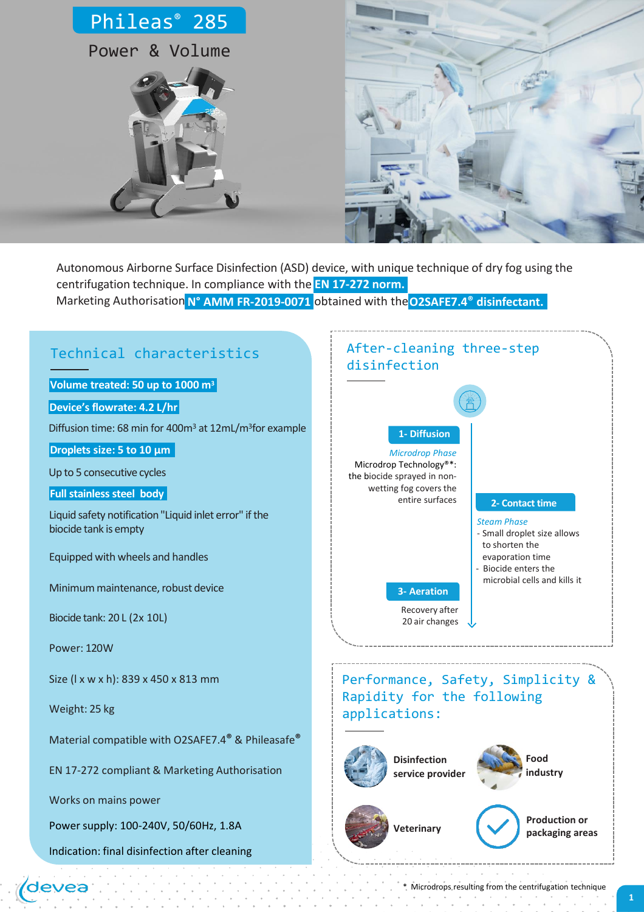# Phileas® 285

## Power & Volume

Autonomous Airborne Surface Disinfection (ASD) device, with unique technique of dry fog using the centrifugation technique. In compliance with the **EN 17-272 norm.**
Marketing Authorisation **N° AMM FR-2019-0071** obtained with the **O2SAFE7.4® disinfectant.**

## Technical characteristics

**Volume treated: 50 up to 1000 m³**

**Device's flowrate: 4.2 L/hr**

Diffusion time: 68 min for 400m³ at 12mL/m³ for example

**Droplets size: 5 to 10 µm**

Up to 5 consecutive cycles

**Full stainless steel body**

Liquid safety notification "Liquid inlet error" if the biocide tank is empty

Equipped with wheels and handles

Minimum maintenance, robust device

Biocide tank: 20 L (2x 10L)

Power: 120W

Size (l x w x h): 839 x 450 x 813 mm

Weight: 25 kg

Material compatible with O2SAFE7.4® & Phileasafe®

EN 17-272 compliant & Marketing Authorisation

Works on mains power

Power supply: 100-240V, 50/60Hz, 1.8A

Indication: final disinfection after cleaning

## After-cleaning three-step disinfection

**1- Diffusion**

*Microdrop Phase*

Microdrop Technology®*: the biocide sprayed in non-wetting fog covers the entire surfaces

**2- Contact time**

*Steam Phase*

- Small droplet size allows to shorten the evaporation time
- Biocide enters the microbial cells and kills it

**3- Aeration**

Recovery after 20 air changes

## Performance, Safety, Simplicity & Rapidity for the following applications:

- Disinfection service provider
- Food industry
- Veterinary
- Production or packaging areas

\* Microdrops resulting from the centrifugation technique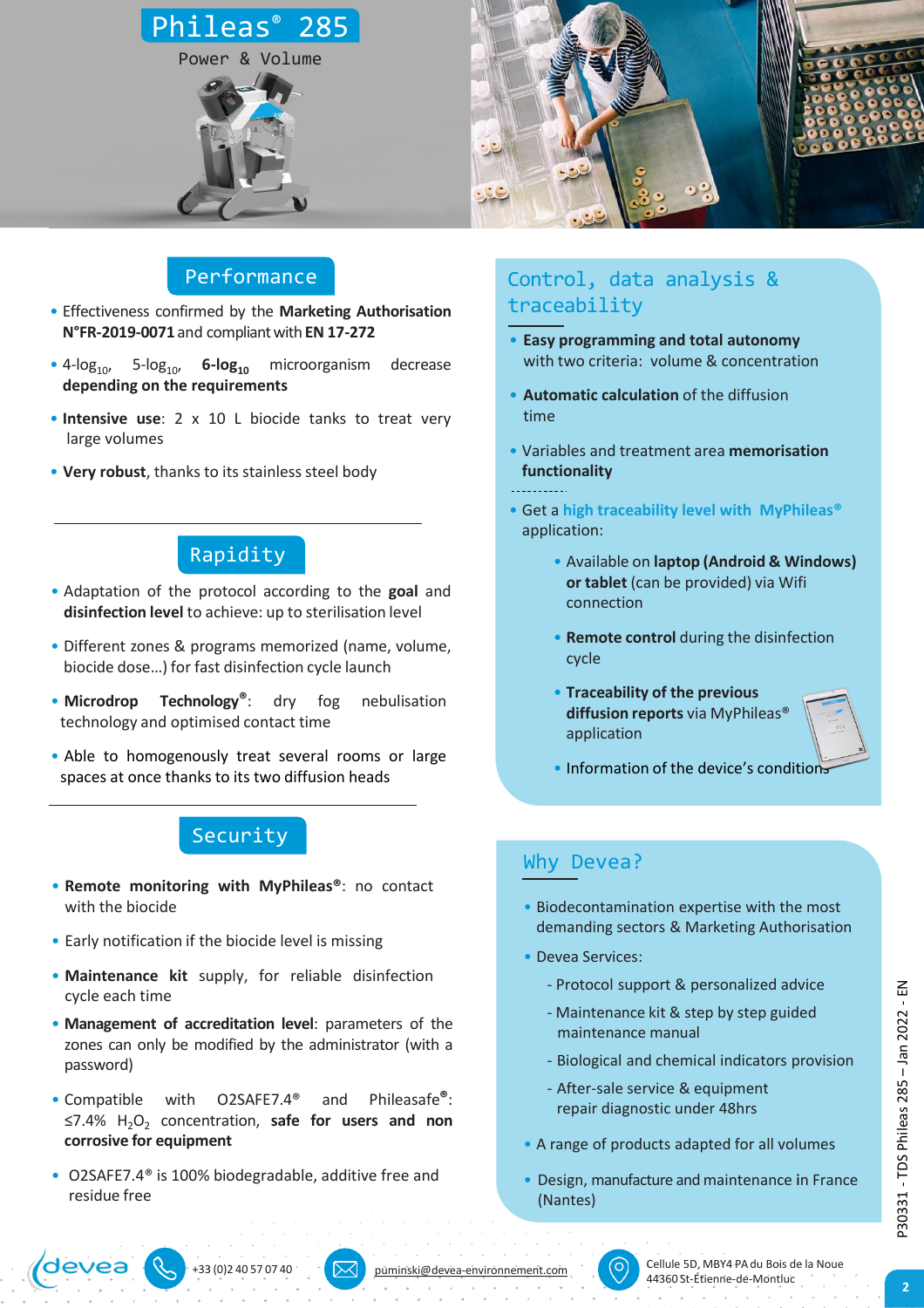# Phileas® 285

Power & Volume

## Performance

- Effectiveness confirmed by the **Marketing Authorisation N°FR-2019-0071** and compliant with **EN 17-272**
- 4-$log_{10}$, 5-$log_{10}$, **6-$log_{10}$** microorganism decrease **depending on the requirements**
- **Intensive use**: 2 x 10 L biocide tanks to treat very large volumes
- **Very robust**, thanks to its stainless steel body

## Rapidity

- Adaptation of the protocol according to the **goal** and **disinfection level** to achieve: up to sterilisation level
- Different zones & programs memorized (name, volume, biocide dose…) for fast disinfection cycle launch
- **Microdrop Technology®**: dry fog nebulisation technology and optimised contact time
- Able to homogenously treat several rooms or large spaces at once thanks to its two diffusion heads

## Security

- **Remote monitoring with MyPhileas®**: no contact with the biocide
- Early notification if the biocide level is missing
- **Maintenance kit** supply, for reliable disinfection cycle each time
- **Management of accreditation level**: parameters of the zones can only be modified by the administrator (with a password)
- Compatible with O2SAFE7.4® and Phileasafe®: ≤7.4% $H_2O_2$ concentration, **safe for users and non corrosive for equipment**
- O2SAFE7.4® is 100% biodegradable, additive free and residue free

## Control, data analysis & traceability

- **Easy programming and total autonomy** with two criteria: volume & concentration
- **Automatic calculation** of the diffusion time
- Variables and treatment area **memorisation functionality**

- Get a **high traceability level with MyPhileas®** application:
  - Available on **laptop (Android & Windows) or tablet** (can be provided) via Wifi connection
  - **Remote control** during the disinfection cycle
  - **Traceability of the previous diffusion reports** via MyPhileas® application
  - Information of the device's conditions

## Why Devea?

- Biodecontamination expertise with the most demanding sectors & Marketing Authorisation
- Devea Services:
  - Protocol support & personalized advice
  - Maintenance kit & step by step guided maintenance manual
  - Biological and chemical indicators provision
  - After-sale service & equipment repair diagnostic under 48hrs
- A range of products adapted for all volumes
- Design, manufacture and maintenance in France (Nantes)

P30331 - TDS Phileas 285 – Jan 2022 - EN

devea | +33 (0)2 40 57 07 40 | puminski@devea-environnement.com | Cellule 5D, MBY4 PA du Bois de la Noue 44360 St-Étienne-de-Montluc